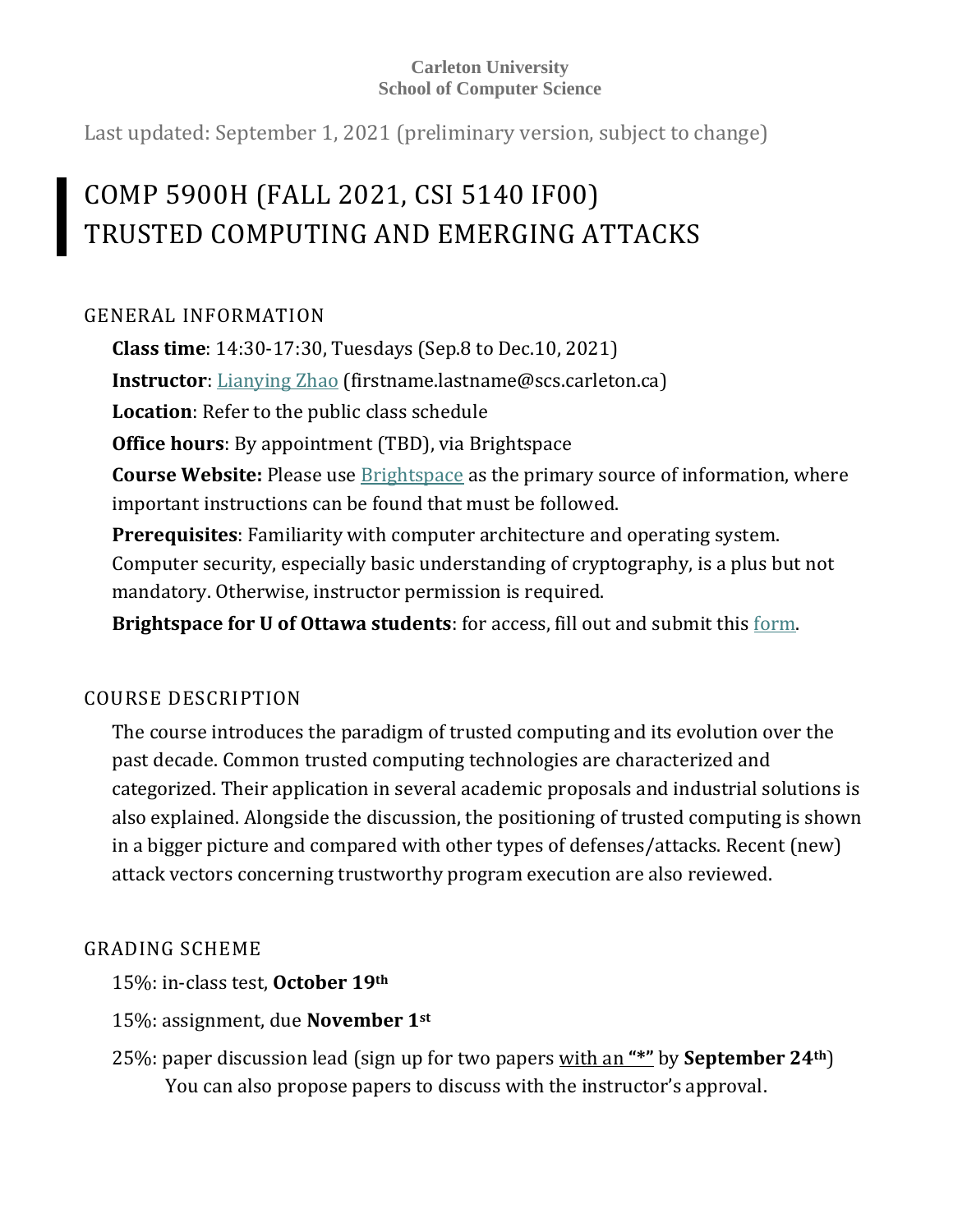**Carleton University**
**School of Computer Science**

Last updated: September 1, 2021 (preliminary version, subject to change)

# COMP 5900H (FALL 2021, CSI 5140 IF00) TRUSTED COMPUTING AND EMERGING ATTACKS

## GENERAL INFORMATION

**Class time**: 14:30-17:30, Tuesdays (Sep.8 to Dec.10, 2021)

**Instructor**: Lianying Zhao (firstname.lastname@scs.carleton.ca)

**Location**: Refer to the public class schedule

**Office hours**: By appointment (TBD), via Brightspace

**Course Website:** Please use Brightspace as the primary source of information, where important instructions can be found that must be followed.

**Prerequisites**: Familiarity with computer architecture and operating system. Computer security, especially basic understanding of cryptography, is a plus but not mandatory. Otherwise, instructor permission is required.

**Brightspace for U of Ottawa students**: for access, fill out and submit this form.

## COURSE DESCRIPTION

The course introduces the paradigm of trusted computing and its evolution over the past decade. Common trusted computing technologies are characterized and categorized. Their application in several academic proposals and industrial solutions is also explained. Alongside the discussion, the positioning of trusted computing is shown in a bigger picture and compared with other types of defenses/attacks. Recent (new) attack vectors concerning trustworthy program execution are also reviewed.

## GRADING SCHEME

15%: in-class test, **October 19th**

15%: assignment, due **November 1st**

25%: paper discussion lead (sign up for two papers with an **"*"** by **September 24th**)
You can also propose papers to discuss with the instructor's approval.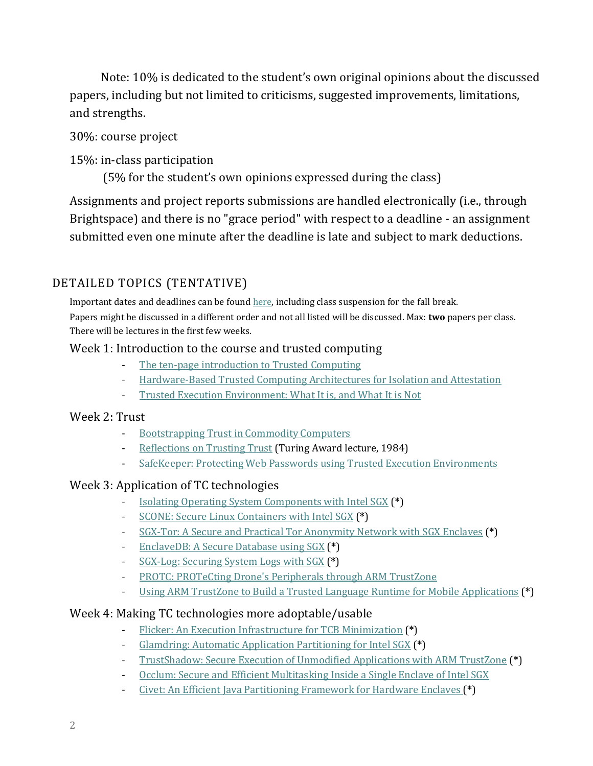Note: 10% is dedicated to the student's own original opinions about the discussed papers, including but not limited to criticisms, suggested improvements, limitations, and strengths.

30%: course project

15%: in-class participation

(5% for the student's own opinions expressed during the class)

Assignments and project reports submissions are handled electronically (i.e., through Brightspace) and there is no "grace period" with respect to a deadline - an assignment submitted even one minute after the deadline is late and subject to mark deductions.

## DETAILED TOPICS (TENTATIVE)

Important dates and deadlines can be found here, including class suspension for the fall break.

Papers might be discussed in a different order and not all listed will be discussed. Max: **two** papers per class. There will be lectures in the first few weeks.

### Week 1: Introduction to the course and trusted computing

- The ten-page introduction to Trusted Computing
- Hardware-Based Trusted Computing Architectures for Isolation and Attestation
- Trusted Execution Environment: What It is, and What It is Not

### Week 2: Trust

- Bootstrapping Trust in Commodity Computers
- Reflections on Trusting Trust (Turing Award lecture, 1984)
- SafeKeeper: Protecting Web Passwords using Trusted Execution Environments

### Week 3: Application of TC technologies

- Isolating Operating System Components with Intel SGX (*)
- SCONE: Secure Linux Containers with Intel SGX (*)
- SGX-Tor: A Secure and Practical Tor Anonymity Network with SGX Enclaves (*)
- EnclaveDB: A Secure Database using SGX (*)
- SGX-Log: Securing System Logs with SGX (*)
- PROTC: PROTeCting Drone's Peripherals through ARM TrustZone
- Using ARM TrustZone to Build a Trusted Language Runtime for Mobile Applications (*)

### Week 4: Making TC technologies more adoptable/usable

- Flicker: An Execution Infrastructure for TCB Minimization (*)
- Glamdring: Automatic Application Partitioning for Intel SGX (*)
- TrustShadow: Secure Execution of Unmodified Applications with ARM TrustZone (*)
- Occlum: Secure and Efficient Multitasking Inside a Single Enclave of Intel SGX
- Civet: An Efficient Java Partitioning Framework for Hardware Enclaves (*)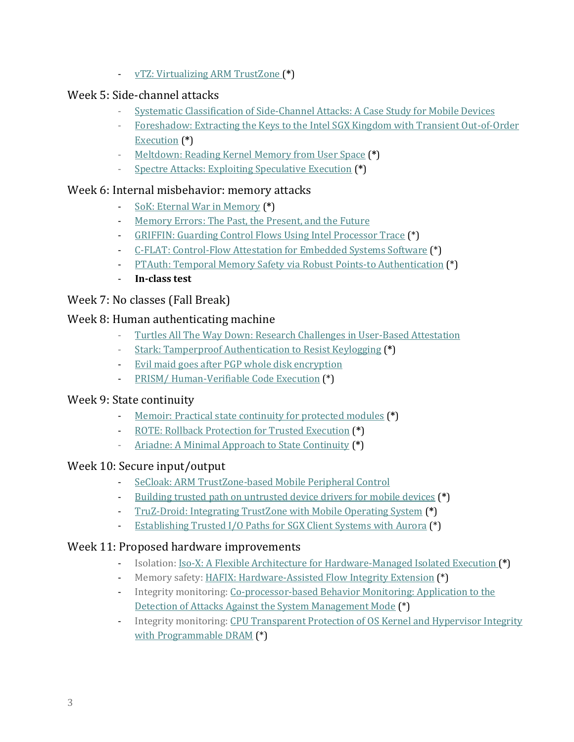- vTZ: Virtualizing ARM TrustZone (*)

## Week 5: Side-channel attacks

- Systematic Classification of Side-Channel Attacks: A Case Study for Mobile Devices
- Foreshadow: Extracting the Keys to the Intel SGX Kingdom with Transient Out-of-Order Execution (*)
- Meltdown: Reading Kernel Memory from User Space (*)
- Spectre Attacks: Exploiting Speculative Execution (*)

## Week 6: Internal misbehavior: memory attacks

- SoK: Eternal War in Memory (*)
- Memory Errors: The Past, the Present, and the Future
- GRIFFIN: Guarding Control Flows Using Intel Processor Trace (*)
- C-FLAT: Control-Flow Attestation for Embedded Systems Software (*)
- PTAuth: Temporal Memory Safety via Robust Points-to Authentication (*)
- **In-class test**

## Week 7: No classes (Fall Break)

## Week 8: Human authenticating machine

- Turtles All The Way Down: Research Challenges in User-Based Attestation
- Stark: Tamperproof Authentication to Resist Keylogging (*)
- Evil maid goes after PGP whole disk encryption
- PRISM/ Human-Verifiable Code Execution (*)

## Week 9: State continuity

- Memoir: Practical state continuity for protected modules (*)
- ROTE: Rollback Protection for Trusted Execution (*)
- Ariadne: A Minimal Approach to State Continuity (*)

## Week 10: Secure input/output

- SeCloak: ARM TrustZone-based Mobile Peripheral Control
- Building trusted path on untrusted device drivers for mobile devices (*)
- TruZ-Droid: Integrating TrustZone with Mobile Operating System (*)
- Establishing Trusted I/O Paths for SGX Client Systems with Aurora (*)

## Week 11: Proposed hardware improvements

- Isolation: Iso-X: A Flexible Architecture for Hardware-Managed Isolated Execution (*)
- Memory safety: HAFIX: Hardware-Assisted Flow Integrity Extension (*)
- Integrity monitoring: Co-processor-based Behavior Monitoring: Application to the Detection of Attacks Against the System Management Mode (*)
- Integrity monitoring: CPU Transparent Protection of OS Kernel and Hypervisor Integrity with Programmable DRAM (*)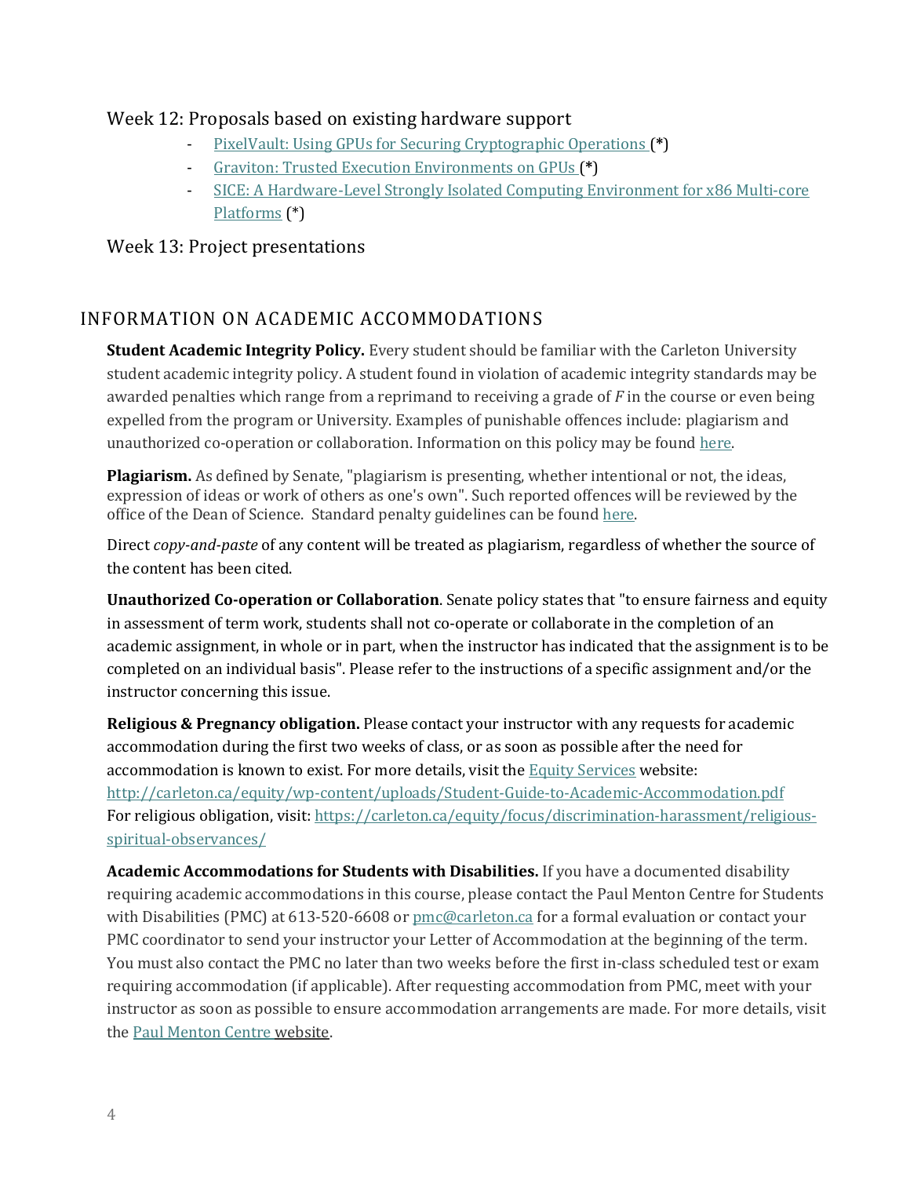### Week 12: Proposals based on existing hardware support

- PixelVault: Using GPUs for Securing Cryptographic Operations (*)
- Graviton: Trusted Execution Environments on GPUs (*)
- SICE: A Hardware-Level Strongly Isolated Computing Environment for x86 Multi-core Platforms (*)

### Week 13: Project presentations

## INFORMATION ON ACADEMIC ACCOMMODATIONS

**Student Academic Integrity Policy.** Every student should be familiar with the Carleton University student academic integrity policy. A student found in violation of academic integrity standards may be awarded penalties which range from a reprimand to receiving a grade of *F* in the course or even being expelled from the program or University. Examples of punishable offences include: plagiarism and unauthorized co-operation or collaboration. Information on this policy may be found here.

**Plagiarism.** As defined by Senate, "plagiarism is presenting, whether intentional or not, the ideas, expression of ideas or work of others as one's own". Such reported offences will be reviewed by the office of the Dean of Science. Standard penalty guidelines can be found here.

Direct *copy-and-paste* of any content will be treated as plagiarism, regardless of whether the source of the content has been cited.

**Unauthorized Co-operation or Collaboration**. Senate policy states that "to ensure fairness and equity in assessment of term work, students shall not co-operate or collaborate in the completion of an academic assignment, in whole or in part, when the instructor has indicated that the assignment is to be completed on an individual basis". Please refer to the instructions of a specific assignment and/or the instructor concerning this issue.

**Religious & Pregnancy obligation.** Please contact your instructor with any requests for academic accommodation during the first two weeks of class, or as soon as possible after the need for accommodation is known to exist. For more details, visit the Equity Services website: http://carleton.ca/equity/wp-content/uploads/Student-Guide-to-Academic-Accommodation.pdf
For religious obligation, visit: https://carleton.ca/equity/focus/discrimination-harassment/religious-spiritual-observances/

**Academic Accommodations for Students with Disabilities.** If you have a documented disability requiring academic accommodations in this course, please contact the Paul Menton Centre for Students with Disabilities (PMC) at 613-520-6608 or pmc@carleton.ca for a formal evaluation or contact your PMC coordinator to send your instructor your Letter of Accommodation at the beginning of the term. You must also contact the PMC no later than two weeks before the first in-class scheduled test or exam requiring accommodation (if applicable). After requesting accommodation from PMC, meet with your instructor as soon as possible to ensure accommodation arrangements are made. For more details, visit the Paul Menton Centre website.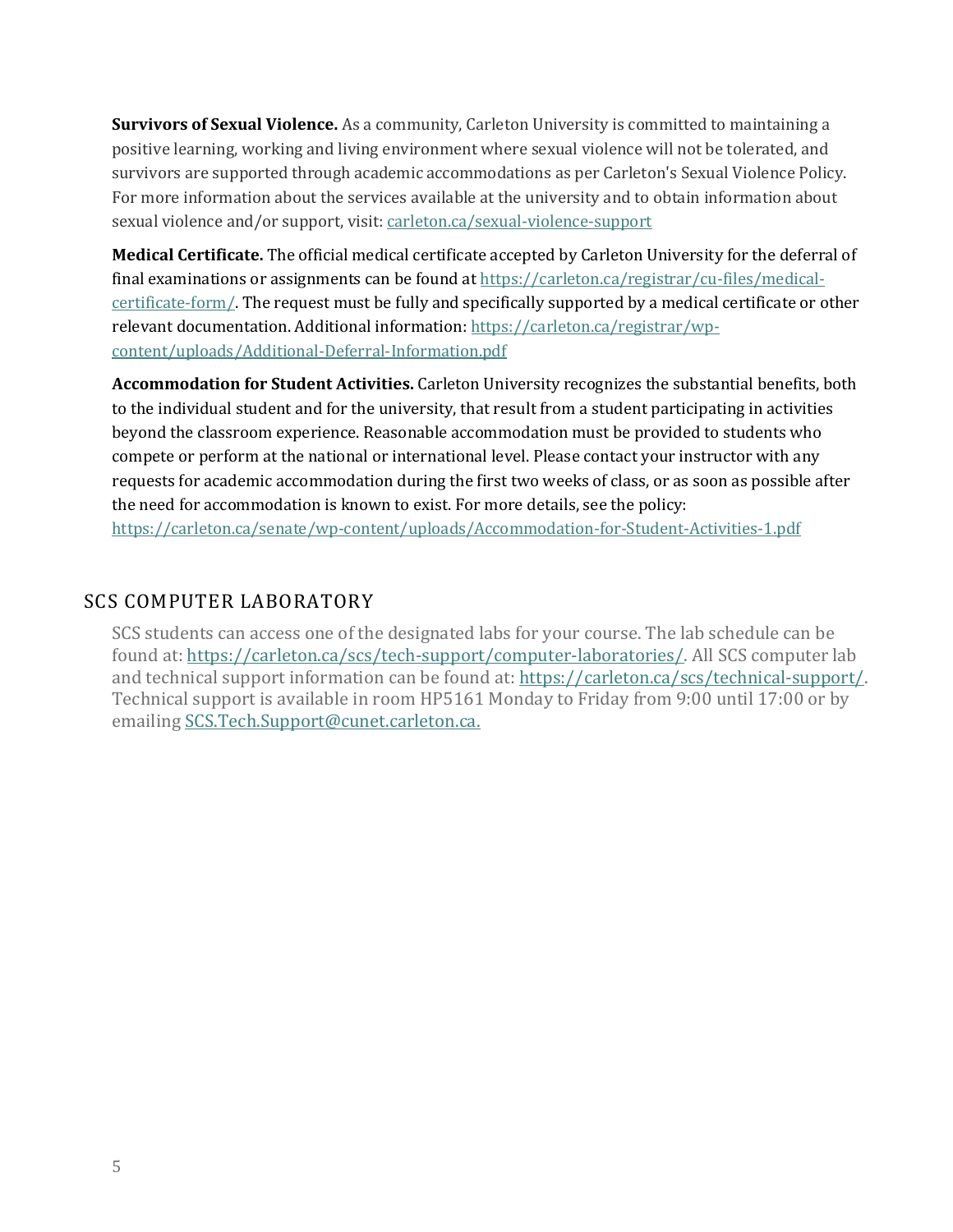**Survivors of Sexual Violence.** As a community, Carleton University is committed to maintaining a positive learning, working and living environment where sexual violence will not be tolerated, and survivors are supported through academic accommodations as per Carleton's Sexual Violence Policy. For more information about the services available at the university and to obtain information about sexual violence and/or support, visit: carleton.ca/sexual-violence-support

**Medical Certificate.** The official medical certificate accepted by Carleton University for the deferral of final examinations or assignments can be found at https://carleton.ca/registrar/cu-files/medical-certificate-form/. The request must be fully and specifically supported by a medical certificate or other relevant documentation. Additional information: https://carleton.ca/registrar/wp-content/uploads/Additional-Deferral-Information.pdf

**Accommodation for Student Activities.** Carleton University recognizes the substantial benefits, both to the individual student and for the university, that result from a student participating in activities beyond the classroom experience. Reasonable accommodation must be provided to students who compete or perform at the national or international level. Please contact your instructor with any requests for academic accommodation during the first two weeks of class, or as soon as possible after the need for accommodation is known to exist. For more details, see the policy: https://carleton.ca/senate/wp-content/uploads/Accommodation-for-Student-Activities-1.pdf

## SCS COMPUTER LABORATORY

SCS students can access one of the designated labs for your course. The lab schedule can be found at: https://carleton.ca/scs/tech-support/computer-laboratories/. All SCS computer lab and technical support information can be found at: https://carleton.ca/scs/technical-support/. Technical support is available in room HP5161 Monday to Friday from 9:00 until 17:00 or by emailing SCS.Tech.Support@cunet.carleton.ca.